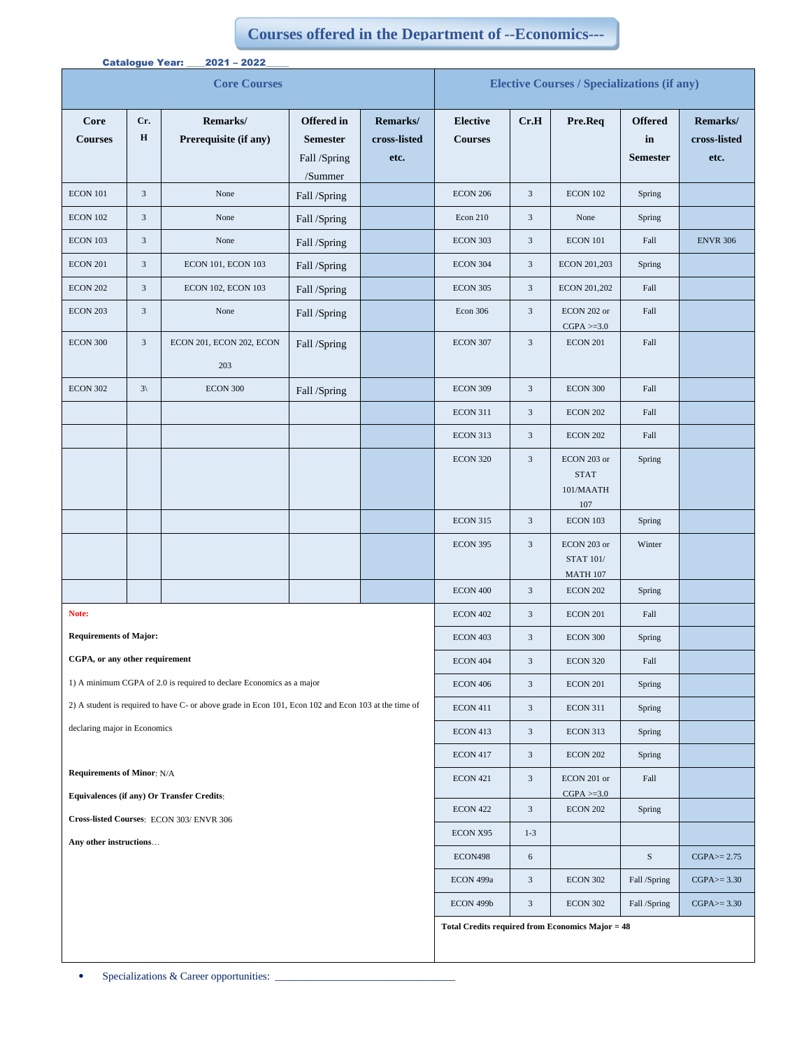# Courses offered in the Department of --Economics---

**Catalogue Year: ___2021 – 2022____**

| Core Courses | | | | | Elective Courses / Specializations (if any) | | | | |
|---|---|---|---|---|---|---|---|---|---|
| **Core Courses** | **Cr. H** | **Remarks/ Prerequisite (if any)** | **Offered in Semester Fall /Spring /Summer** | **Remarks/ cross-listed etc.** | **Elective Courses** | **Cr.H** | **Pre.Req** | **Offered in Semester** | **Remarks/ cross-listed etc.** |
| ECON 101 | 3 | None | Fall /Spring | | ECON 206 | 3 | ECON 102 | Spring | |
| ECON 102 | 3 | None | Fall /Spring | | Econ 210 | 3 | None | Spring | |
| ECON 103 | 3 | None | Fall /Spring | | ECON 303 | 3 | ECON 101 | Fall | ENVR 306 |
| ECON 201 | 3 | ECON 101, ECON 103 | Fall /Spring | | ECON 304 | 3 | ECON 201,203 | Spring | |
| ECON 202 | 3 | ECON 102, ECON 103 | Fall /Spring | | ECON 305 | 3 | ECON 201,202 | Fall | |
| ECON 203 | 3 | None | Fall /Spring | | Econ 306 | 3 | ECON 202 or CGPA >=3.0 | Fall | |
| ECON 300 | 3 | ECON 201, ECON 202, ECON 203 | Fall /Spring | | ECON 307 | 3 | ECON 201 | Fall | |
| ECON 302 | 3\ | ECON 300 | Fall /Spring | | ECON 309 | 3 | ECON 300 | Fall | |
| | | | | | ECON 311 | 3 | ECON 202 | Fall | |
| | | | | | ECON 313 | 3 | ECON 202 | Fall | |
| | | | | | ECON 320 | 3 | ECON 203 or STAT 101/MAATH 107 | Spring | |
| | | | | | ECON 315 | 3 | ECON 103 | Spring | |
| | | | | | ECON 395 | 3 | ECON 203 or STAT 101/ MATH 107 | Winter | |
| | | | | | ECON 400 | 3 | ECON 202 | Spring | |
| | | | | | ECON 402 | 3 | ECON 201 | Fall | |
| | | | | | ECON 403 | 3 | ECON 300 | Spring | |
| | | | | | ECON 404 | 3 | ECON 320 | Fall | |
| | | | | | ECON 406 | 3 | ECON 201 | Spring | |
| | | | | | ECON 411 | 3 | ECON 311 | Spring | |
| | | | | | ECON 413 | 3 | ECON 313 | Spring | |
| | | | | | ECON 417 | 3 | ECON 202 | Spring | |
| | | | | | ECON 421 | 3 | ECON 201 or CGPA >=3.0 | Fall | |
| | | | | | ECON 422 | 3 | ECON 202 | Spring | |
| | | | | | ECON X95 | 1-3 | | | |
| | | | | | ECON498 | 6 | | S | CGPA>= 2.75 |
| | | | | | ECON 499a | 3 | ECON 302 | Fall /Spring | CGPA>= 3.30 |
| | | | | | ECON 499b | 3 | ECON 302 | Fall /Spring | CGPA>= 3.30 |

**Total Credits required from Economics Major = 48**

**Note:**

**Requirements of Major:**

**CGPA, or any other requirement**

1) A minimum CGPA of 2.0 is required to declare Economics as a major

2) A student is required to have C- or above grade in Econ 101, Econ 102 and Econ 103 at the time of declaring major in Economics

**Requirements of Minor**: N/A

**Equivalences (if any) Or Transfer Credits**:

**Cross-listed Courses**: ECON 303/ ENVR 306

**Any other instructions**…

- Specializations & Career opportunities: ________________________________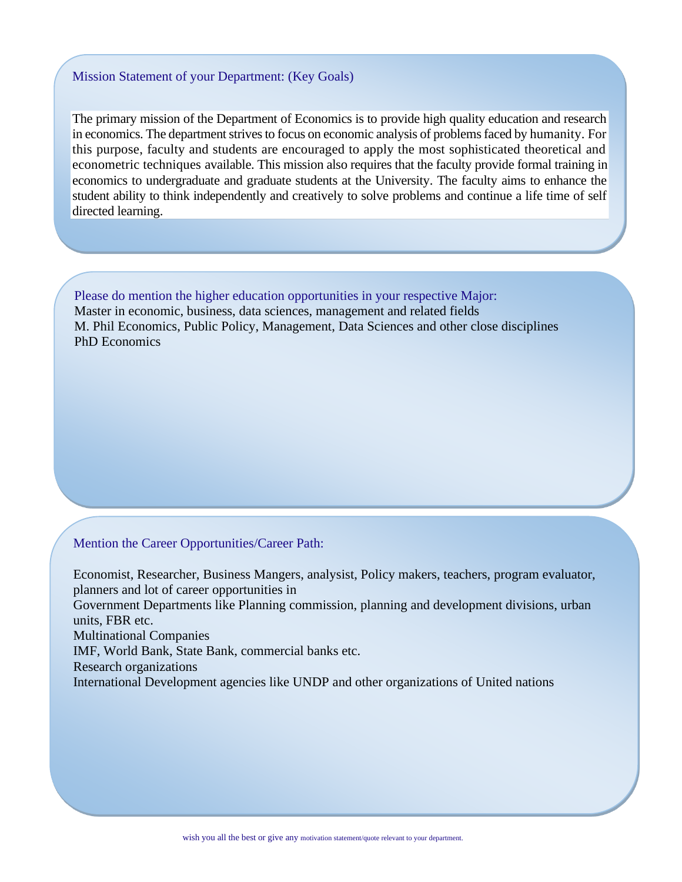## Mission Statement of your Department: (Key Goals)

The primary mission of the Department of Economics is to provide high quality education and research in economics. The department strives to focus on economic analysis of problems faced by humanity. For this purpose, faculty and students are encouraged to apply the most sophisticated theoretical and econometric techniques available. This mission also requires that the faculty provide formal training in economics to undergraduate and graduate students at the University. The faculty aims to enhance the student ability to think independently and creatively to solve problems and continue a life time of self directed learning.

## Please do mention the higher education opportunities in your respective Major:

Master in economic, business, data sciences, management and related fields
M. Phil Economics, Public Policy, Management, Data Sciences and other close disciplines
PhD Economics

## Mention the Career Opportunities/Career Path:

Economist, Researcher, Business Mangers, analysist, Policy makers, teachers, program evaluator, planners and lot of career opportunities in
Government Departments like Planning commission, planning and development divisions, urban units, FBR etc.
Multinational Companies
IMF, World Bank, State Bank, commercial banks etc.
Research organizations
International Development agencies like UNDP and other organizations of United nations

wish you all the best or give any motivation statement/quote relevant to your department.